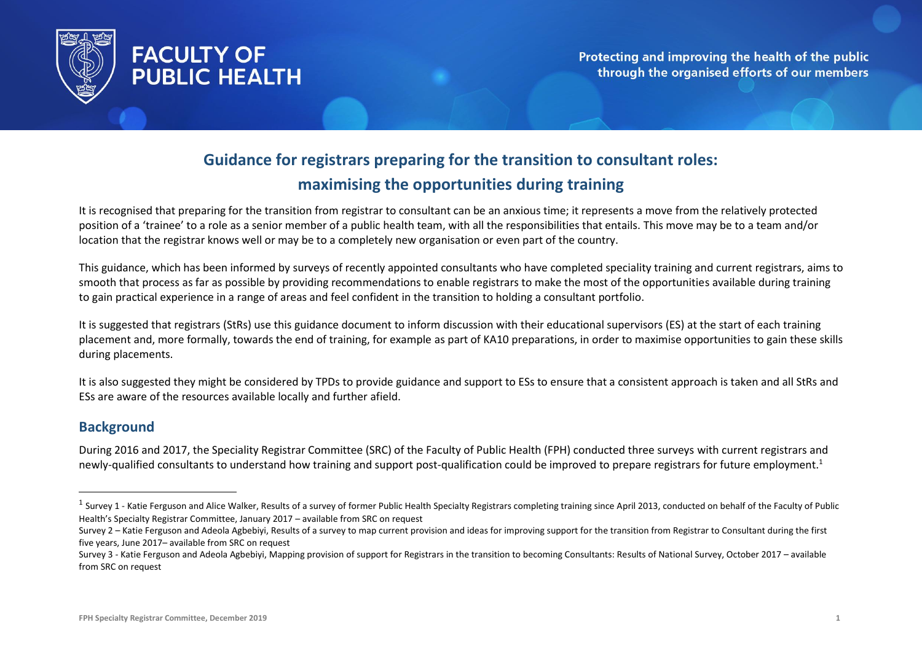# Guidance for registrars preparing for the transition to consultant roles: maximising the opportunities during training

It is recognised that preparing for the transition from registrar to consultant can be an anxious time; it represents a move from the relatively protected position of a 'trainee' to a role as a senior member of a public health team, with all the responsibilities that entails. This move may be to a team and/or location that the registrar knows well or may be to a completely new organisation or even part of the country.

This guidance, which has been informed by surveys of recently appointed consultants who have completed speciality training and current registrars, aims to smooth that process as far as possible by providing recommendations to enable registrars to make the most of the opportunities available during training to gain practical experience in a range of areas and feel confident in the transition to holding a consultant portfolio.

It is suggested that registrars (StRs) use this guidance document to inform discussion with their educational supervisors (ES) at the start of each training placement and, more formally, towards the end of training, for example as part of KA10 preparations, in order to maximise opportunities to gain these skills during placements.

It is also suggested they might be considered by TPDs to provide guidance and support to ESs to ensure that a consistent approach is taken and all StRs and ESs are aware of the resources available locally and further afield.

## Background

During 2016 and 2017, the Speciality Registrar Committee (SRC) of the Faculty of Public Health (FPH) conducted three surveys with current registrars and newly-qualified consultants to understand how training and support post-qualification could be improved to prepare registrars for future employment.[1]

---

[1] Survey 1 - Katie Ferguson and Alice Walker, Results of a survey of former Public Health Specialty Registrars completing training since April 2013, conducted on behalf of the Faculty of Public Health's Specialty Registrar Committee, January 2017 – available from SRC on request

Survey 2 – Katie Ferguson and Adeola Agbebiyi, Results of a survey to map current provision and ideas for improving support for the transition from Registrar to Consultant during the first five years, June 2017– available from SRC on request

Survey 3 - Katie Ferguson and Adeola Agbebiyi, Mapping provision of support for Registrars in the transition to becoming Consultants: Results of National Survey, October 2017 – available from SRC on request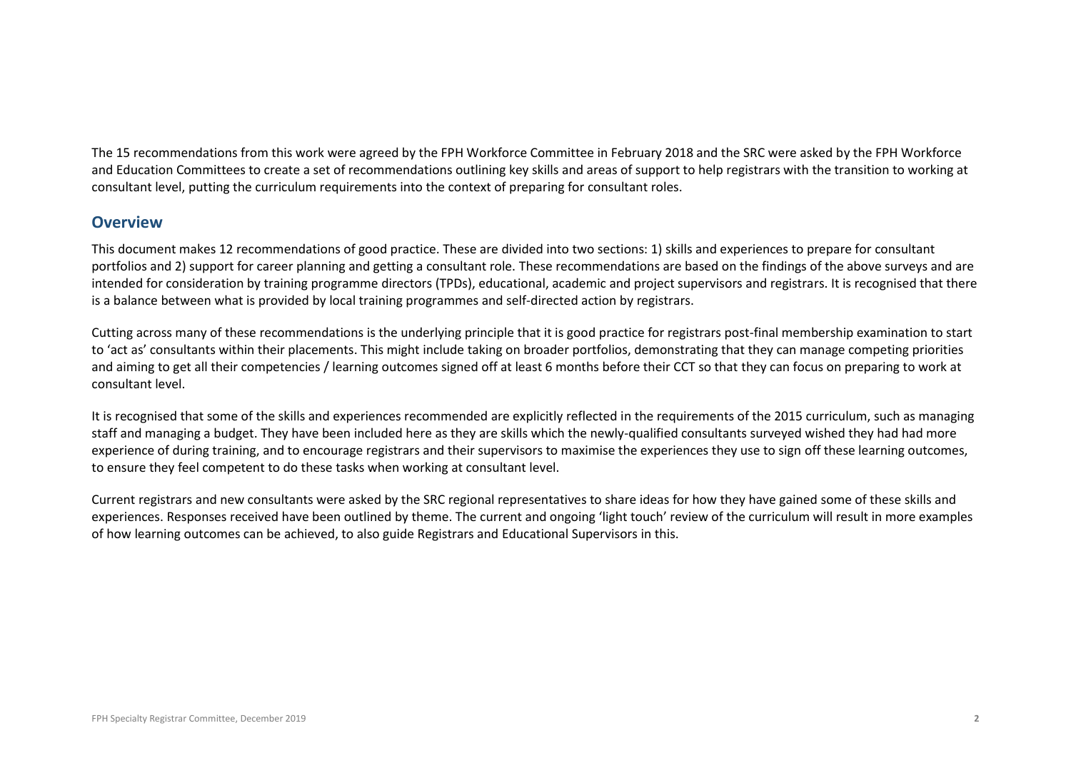The 15 recommendations from this work were agreed by the FPH Workforce Committee in February 2018 and the SRC were asked by the FPH Workforce and Education Committees to create a set of recommendations outlining key skills and areas of support to help registrars with the transition to working at consultant level, putting the curriculum requirements into the context of preparing for consultant roles.

## Overview

This document makes 12 recommendations of good practice. These are divided into two sections: 1) skills and experiences to prepare for consultant portfolios and 2) support for career planning and getting a consultant role. These recommendations are based on the findings of the above surveys and are intended for consideration by training programme directors (TPDs), educational, academic and project supervisors and registrars. It is recognised that there is a balance between what is provided by local training programmes and self-directed action by registrars.

Cutting across many of these recommendations is the underlying principle that it is good practice for registrars post-final membership examination to start to 'act as' consultants within their placements. This might include taking on broader portfolios, demonstrating that they can manage competing priorities and aiming to get all their competencies / learning outcomes signed off at least 6 months before their CCT so that they can focus on preparing to work at consultant level.

It is recognised that some of the skills and experiences recommended are explicitly reflected in the requirements of the 2015 curriculum, such as managing staff and managing a budget. They have been included here as they are skills which the newly-qualified consultants surveyed wished they had had more experience of during training, and to encourage registrars and their supervisors to maximise the experiences they use to sign off these learning outcomes, to ensure they feel competent to do these tasks when working at consultant level.

Current registrars and new consultants were asked by the SRC regional representatives to share ideas for how they have gained some of these skills and experiences. Responses received have been outlined by theme. The current and ongoing 'light touch' review of the curriculum will result in more examples of how learning outcomes can be achieved, to also guide Registrars and Educational Supervisors in this.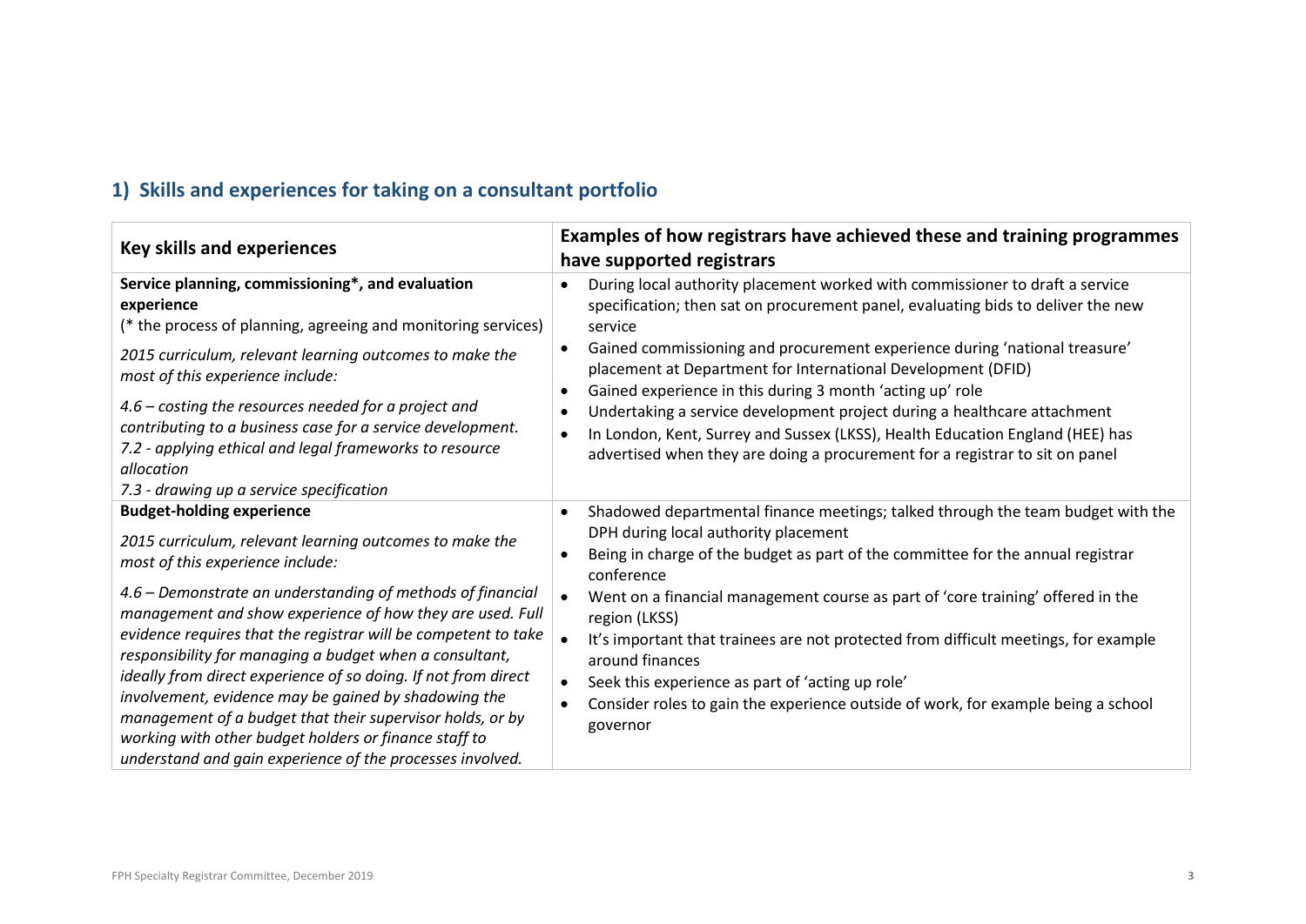## 1) Skills and experiences for taking on a consultant portfolio

| Key skills and experiences | Examples of how registrars have achieved these and training programmes have supported registrars |
|---|---|
| **Service planning, commissioning*, and evaluation experience**<br>(* the process of planning, agreeing and monitoring services)<br><br>*2015 curriculum, relevant learning outcomes to make the most of this experience include:*<br><br>*4.6 – costing the resources needed for a project and contributing to a business case for a service development.*<br>*7.2 - applying ethical and legal frameworks to resource allocation*<br>*7.3 - drawing up a service specification* | • During local authority placement worked with commissioner to draft a service specification; then sat on procurement panel, evaluating bids to deliver the new service<br>• Gained commissioning and procurement experience during 'national treasure' placement at Department for International Development (DFID)<br>• Gained experience in this during 3 month 'acting up' role<br>• Undertaking a service development project during a healthcare attachment<br>• In London, Kent, Surrey and Sussex (LKSS), Health Education England (HEE) has advertised when they are doing a procurement for a registrar to sit on panel |
| **Budget-holding experience**<br><br>*2015 curriculum, relevant learning outcomes to make the most of this experience include:*<br><br>*4.6 – Demonstrate an understanding of methods of financial management and show experience of how they are used. Full evidence requires that the registrar will be competent to take responsibility for managing a budget when a consultant, ideally from direct experience of so doing. If not from direct involvement, evidence may be gained by shadowing the management of a budget that their supervisor holds, or by working with other budget holders or finance staff to understand and gain experience of the processes involved.* | • Shadowed departmental finance meetings; talked through the team budget with the DPH during local authority placement<br>• Being in charge of the budget as part of the committee for the annual registrar conference<br>• Went on a financial management course as part of 'core training' offered in the region (LKSS)<br>• It's important that trainees are not protected from difficult meetings, for example around finances<br>• Seek this experience as part of 'acting up role'<br>• Consider roles to gain the experience outside of work, for example being a school governor |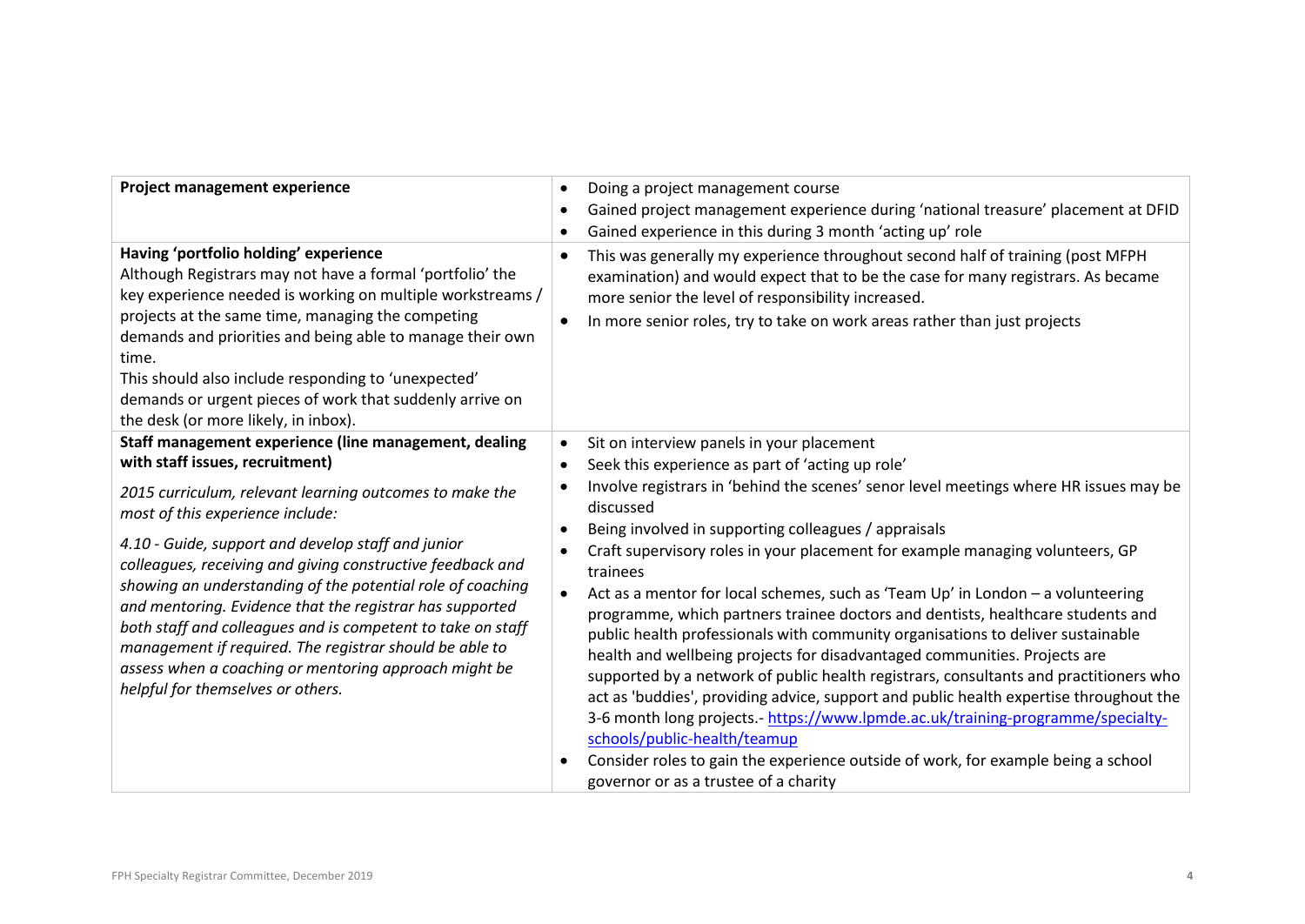| | |
|---|---|
| **Project management experience** | • Doing a project management course<br>• Gained project management experience during 'national treasure' placement at DFID<br>• Gained experience in this during 3 month 'acting up' role |
| **Having 'portfolio holding' experience**<br>Although Registrars may not have a formal 'portfolio' the key experience needed is working on multiple workstreams / projects at the same time, managing the competing demands and priorities and being able to manage their own time.<br>This should also include responding to 'unexpected' demands or urgent pieces of work that suddenly arrive on the desk (or more likely, in inbox). | • This was generally my experience throughout second half of training (post MFPH examination) and would expect that to be the case for many registrars. As became more senior the level of responsibility increased.<br>• In more senior roles, try to take on work areas rather than just projects |
| **Staff management experience (line management, dealing with staff issues, recruitment)**<br>*2015 curriculum, relevant learning outcomes to make the most of this experience include:*<br>*4.10 - Guide, support and develop staff and junior colleagues, receiving and giving constructive feedback and showing an understanding of the potential role of coaching and mentoring. Evidence that the registrar has supported both staff and colleagues and is competent to take on staff management if required. The registrar should be able to assess when a coaching or mentoring approach might be helpful for themselves or others.* | • Sit on interview panels in your placement<br>• Seek this experience as part of 'acting up role'<br>• Involve registrars in 'behind the scenes' senor level meetings where HR issues may be discussed<br>• Being involved in supporting colleagues / appraisals<br>• Craft supervisory roles in your placement for example managing volunteers, GP trainees<br>• Act as a mentor for local schemes, such as 'Team Up' in London – a volunteering programme, which partners trainee doctors and dentists, healthcare students and public health professionals with community organisations to deliver sustainable health and wellbeing projects for disadvantaged communities. Projects are supported by a network of public health registrars, consultants and practitioners who act as 'buddies', providing advice, support and public health expertise throughout the 3-6 month long projects.- [https://www.lpmde.ac.uk/training-programme/specialty-schools/public-health/teamup](https://www.lpmde.ac.uk/training-programme/specialty-schools/public-health/teamup)<br>• Consider roles to gain the experience outside of work, for example being a school governor or as a trustee of a charity |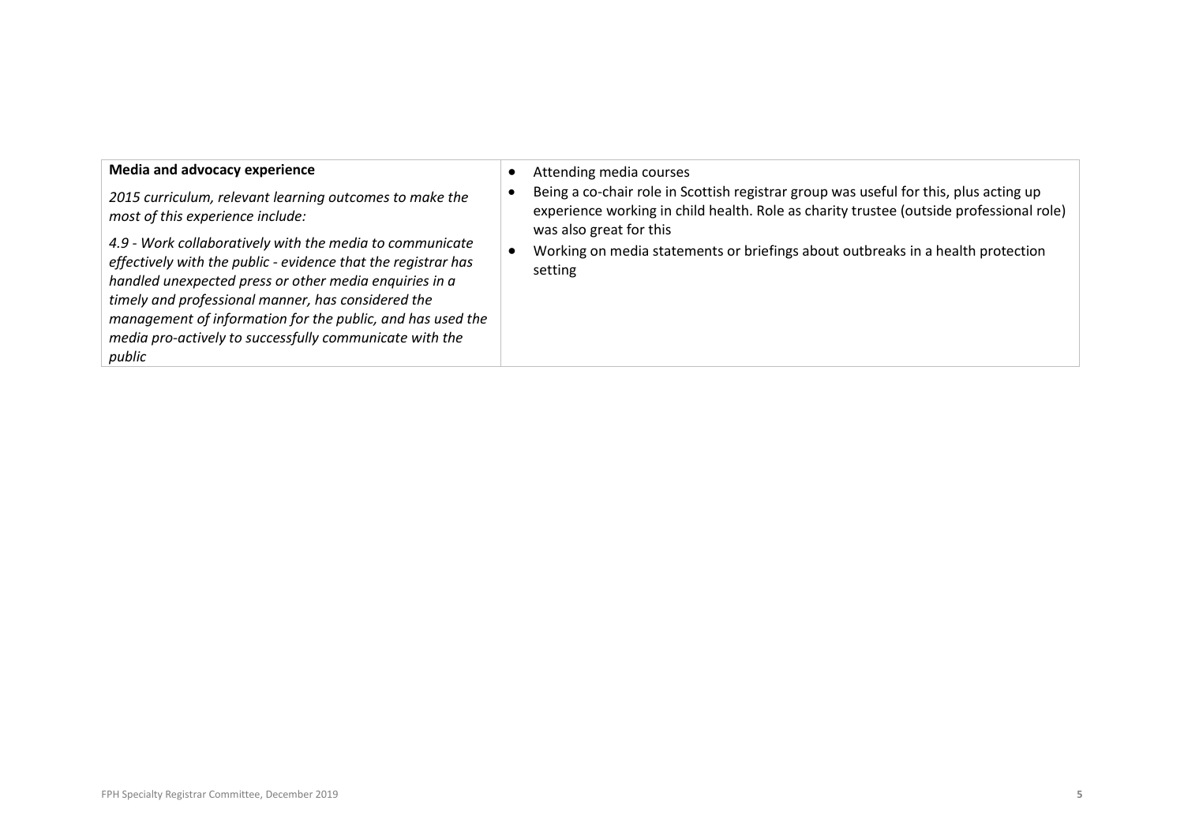| **Media and advocacy experience**<br><br>*2015 curriculum, relevant learning outcomes to make the most of this experience include:*<br><br>*4.9 - Work collaboratively with the media to communicate effectively with the public - evidence that the registrar has handled unexpected press or other media enquiries in a timely and professional manner, has considered the management of information for the public, and has used the media pro-actively to successfully communicate with the public* | • Attending media courses<br>• Being a co-chair role in Scottish registrar group was useful for this, plus acting up experience working in child health. Role as charity trustee (outside professional role) was also great for this<br>• Working on media statements or briefings about outbreaks in a health protection setting |
|---|---|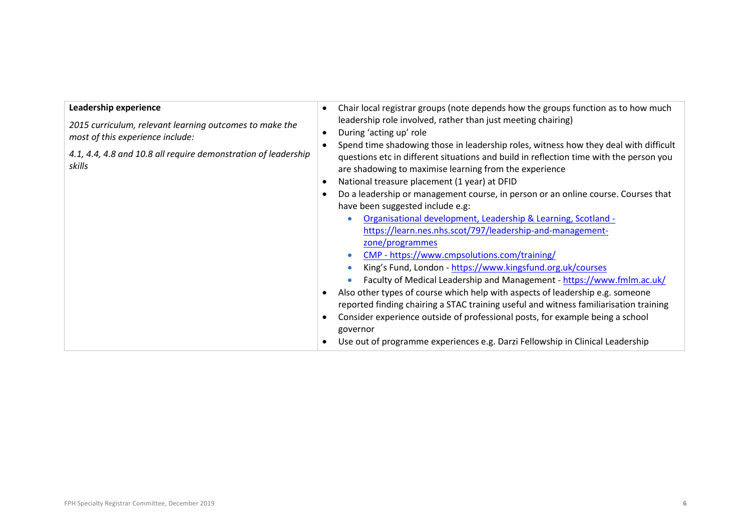| **Leadership experience**<br><br>*2015 curriculum, relevant learning outcomes to make the most of this experience include:*<br><br>*4.1, 4.4, 4.8 and 10.8 all require demonstration of leadership skills* | • Chair local registrar groups (note depends how the groups function as to how much leadership role involved, rather than just meeting chairing)<br>• During 'acting up' role<br>• Spend time shadowing those in leadership roles, witness how they deal with difficult questions etc in different situations and build in reflection time with the person you are shadowing to maximise learning from the experience<br>• National treasure placement (1 year) at DFID<br>• Do a leadership or management course, in person or an online course. Courses that have been suggested include e.g:<br>&nbsp;&nbsp;&nbsp;&nbsp;◦ Organisational development, Leadership & Learning, Scotland - https://learn.nes.nhs.scot/797/leadership-and-management-zone/programmes<br>&nbsp;&nbsp;&nbsp;&nbsp;◦ CMP - https://www.cmpsolutions.com/training/<br>&nbsp;&nbsp;&nbsp;&nbsp;◦ King's Fund, London - https://www.kingsfund.org.uk/courses<br>&nbsp;&nbsp;&nbsp;&nbsp;◦ Faculty of Medical Leadership and Management - https://www.fmlm.ac.uk/<br>• Also other types of course which help with aspects of leadership e.g. someone reported finding chairing a STAC training useful and witness familiarisation training<br>• Consider experience outside of professional posts, for example being a school governor<br>• Use out of programme experiences e.g. Darzi Fellowship in Clinical Leadership |
|---|---|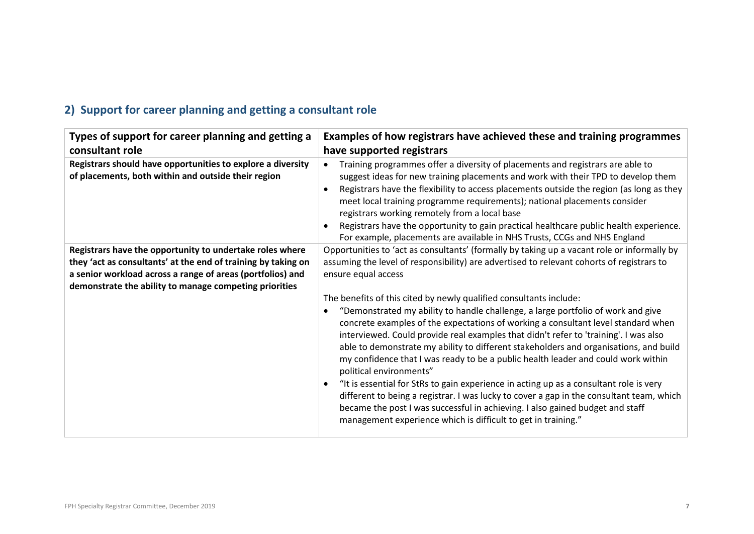## 2) Support for career planning and getting a consultant role

| Types of support for career planning and getting a consultant role | Examples of how registrars have achieved these and training programmes have supported registrars |
|---|---|
| **Registrars should have opportunities to explore a diversity of placements, both within and outside their region** | • Training programmes offer a diversity of placements and registrars are able to suggest ideas for new training placements and work with their TPD to develop them<br>• Registrars have the flexibility to access placements outside the region (as long as they meet local training programme requirements); national placements consider registrars working remotely from a local base<br>• Registrars have the opportunity to gain practical healthcare public health experience. For example, placements are available in NHS Trusts, CCGs and NHS England |
| **Registrars have the opportunity to undertake roles where they 'act as consultants' at the end of training by taking on a senior workload across a range of areas (portfolios) and demonstrate the ability to manage competing priorities** | Opportunities to 'act as consultants' (formally by taking up a vacant role or informally by assuming the level of responsibility) are advertised to relevant cohorts of registrars to ensure equal access<br><br>The benefits of this cited by newly qualified consultants include:<br>• "Demonstrated my ability to handle challenge, a large portfolio of work and give concrete examples of the expectations of working a consultant level standard when interviewed. Could provide real examples that didn't refer to 'training'. I was also able to demonstrate my ability to different stakeholders and organisations, and build my confidence that I was ready to be a public health leader and could work within political environments"<br>• "It is essential for StRs to gain experience in acting up as a consultant role is very different to being a registrar. I was lucky to cover a gap in the consultant team, which became the post I was successful in achieving. I also gained budget and staff management experience which is difficult to get in training." |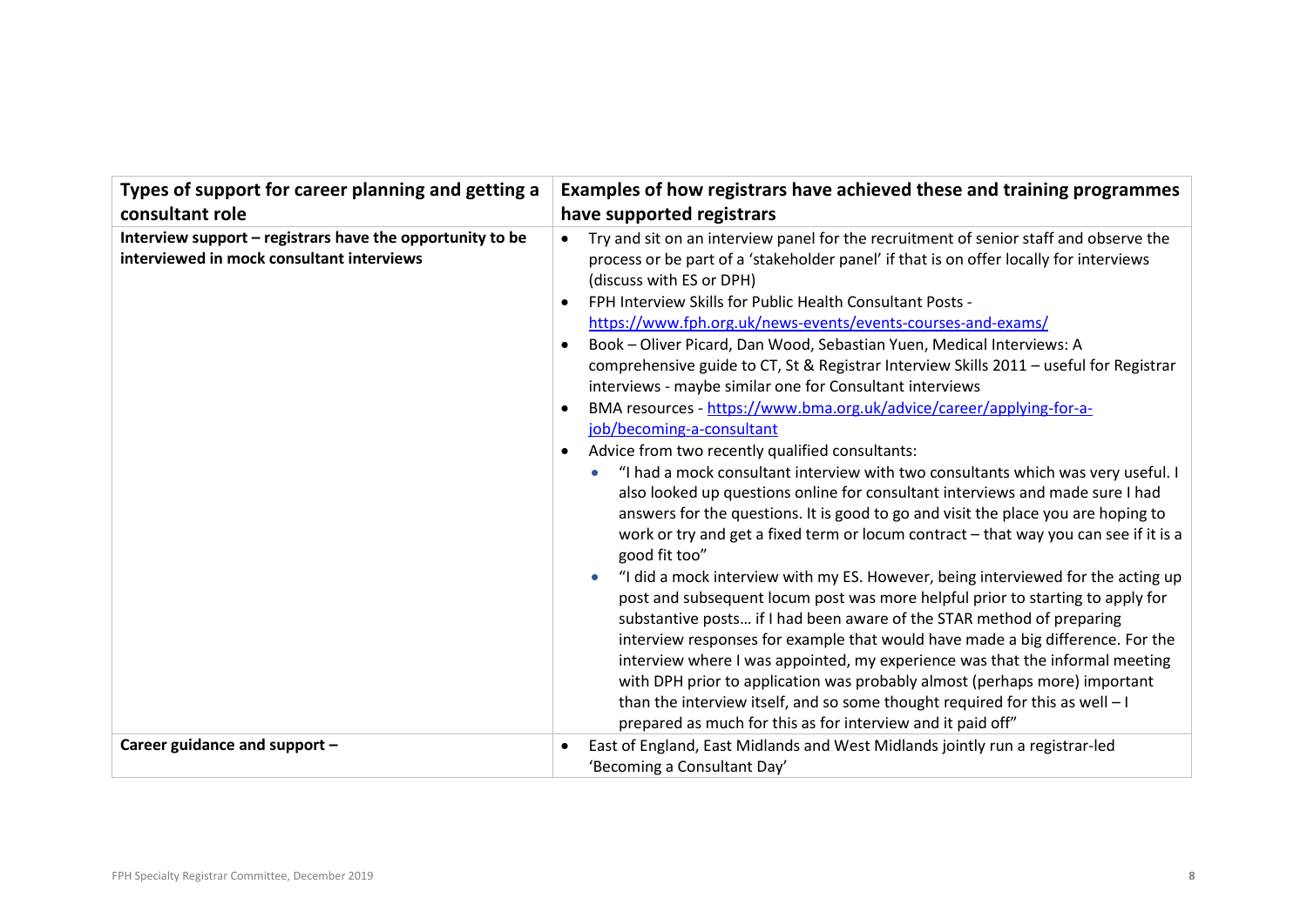| Types of support for career planning and getting a consultant role | Examples of how registrars have achieved these and training programmes have supported registrars |
|---|---|
| **Interview support – registrars have the opportunity to be interviewed in mock consultant interviews** | • Try and sit on an interview panel for the recruitment of senior staff and observe the process or be part of a 'stakeholder panel' if that is on offer locally for interviews (discuss with ES or DPH)<br>• FPH Interview Skills for Public Health Consultant Posts - [https://www.fph.org.uk/news-events/events-courses-and-exams/](https://www.fph.org.uk/news-events/events-courses-and-exams/)<br>• Book – Oliver Picard, Dan Wood, Sebastian Yuen, Medical Interviews: A comprehensive guide to CT, St & Registrar Interview Skills 2011 – useful for Registrar interviews - maybe similar one for Consultant interviews<br>• BMA resources - [https://www.bma.org.uk/advice/career/applying-for-a-job/becoming-a-consultant](https://www.bma.org.uk/advice/career/applying-for-a-job/becoming-a-consultant)<br>• Advice from two recently qualified consultants:<br>&nbsp;&nbsp;&nbsp;&nbsp;◦ "I had a mock consultant interview with two consultants which was very useful. I also looked up questions online for consultant interviews and made sure I had answers for the questions. It is good to go and visit the place you are hoping to work or try and get a fixed term or locum contract – that way you can see if it is a good fit too"<br>&nbsp;&nbsp;&nbsp;&nbsp;◦ "I did a mock interview with my ES. However, being interviewed for the acting up post and subsequent locum post was more helpful prior to starting to apply for substantive posts… if I had been aware of the STAR method of preparing interview responses for example that would have made a big difference. For the interview where I was appointed, my experience was that the informal meeting with DPH prior to application was probably almost (perhaps more) important than the interview itself, and so some thought required for this as well – I prepared as much for this as for interview and it paid off" |
| **Career guidance and support –** | • East of England, East Midlands and West Midlands jointly run a registrar-led 'Becoming a Consultant Day' |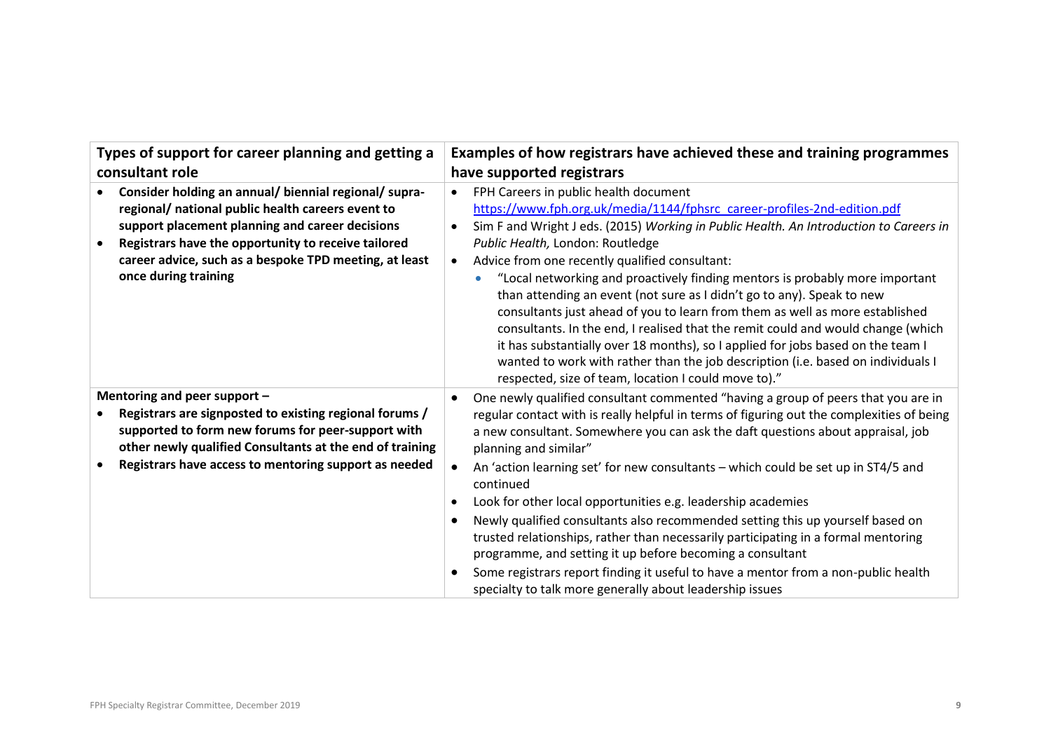| Types of support for career planning and getting a consultant role | Examples of how registrars have achieved these and training programmes have supported registrars |
|---|---|
| • **Consider holding an annual/ biennial regional/ supra-regional/ national public health careers event to support placement planning and career decisions**<br>• **Registrars have the opportunity to receive tailored career advice, such as a bespoke TPD meeting, at least once during training** | • FPH Careers in public health document https://www.fph.org.uk/media/1144/fphsrc_career-profiles-2nd-edition.pdf<br>• Sim F and Wright J eds. (2015) *Working in Public Health. An Introduction to Careers in Public Health,* London: Routledge<br>• Advice from one recently qualified consultant:<br>    ◦ "Local networking and proactively finding mentors is probably more important than attending an event (not sure as I didn't go to any). Speak to new consultants just ahead of you to learn from them as well as more established consultants. In the end, I realised that the remit could and would change (which it has substantially over 18 months), so I applied for jobs based on the team I wanted to work with rather than the job description (i.e. based on individuals I respected, size of team, location I could move to)." |
| **Mentoring and peer support –**<br>• **Registrars are signposted to existing regional forums / supported to form new forums for peer-support with other newly qualified Consultants at the end of training**<br>• **Registrars have access to mentoring support as needed** | • One newly qualified consultant commented "having a group of peers that you are in regular contact with is really helpful in terms of figuring out the complexities of being a new consultant. Somewhere you can ask the daft questions about appraisal, job planning and similar"<br>• An 'action learning set' for new consultants – which could be set up in ST4/5 and continued<br>• Look for other local opportunities e.g. leadership academies<br>• Newly qualified consultants also recommended setting this up yourself based on trusted relationships, rather than necessarily participating in a formal mentoring programme, and setting it up before becoming a consultant<br>• Some registrars report finding it useful to have a mentor from a non-public health specialty to talk more generally about leadership issues |

FPH Specialty Registrar Committee, December 2019